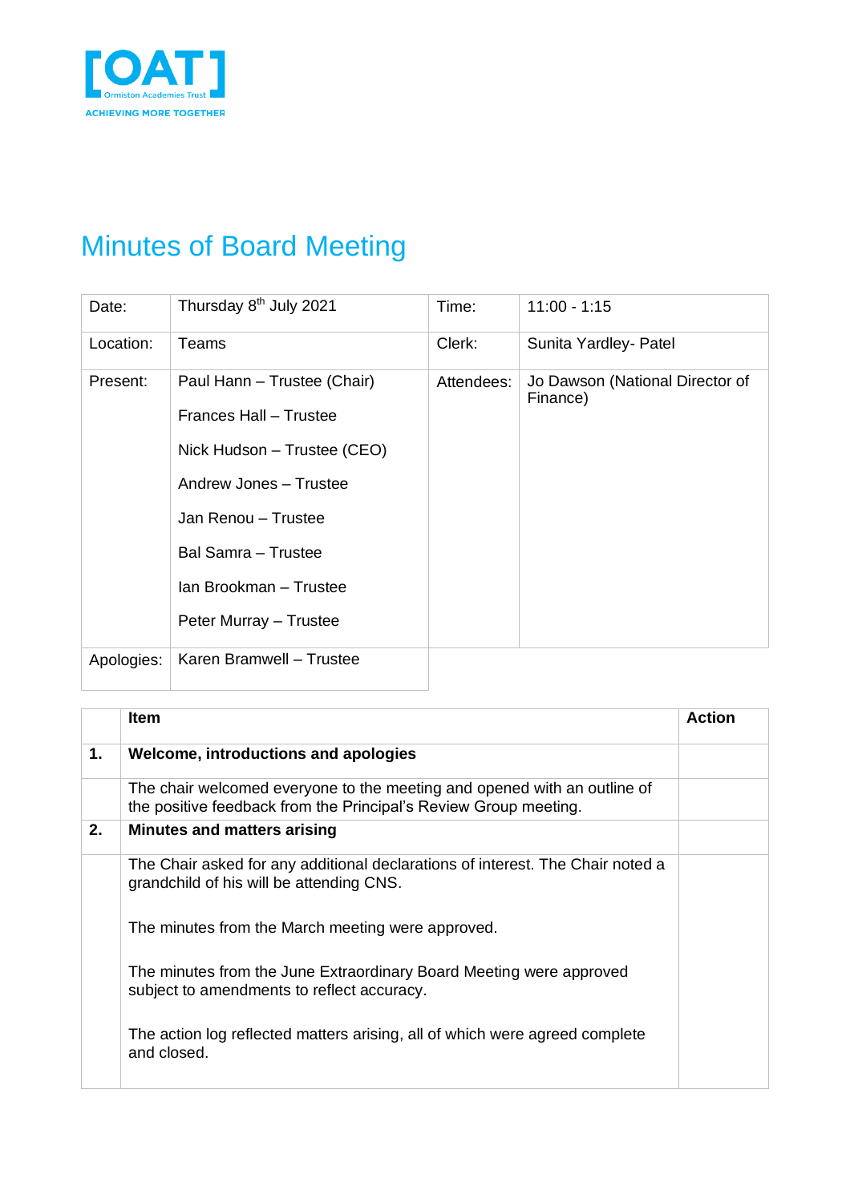[OAT] Ormiston Academies Trust

ACHIEVING MORE TOGETHER

# Minutes of Board Meeting

| Date: | Thursday 8th July 2021 | Time: | 11:00 - 1:15 |
| --- | --- | --- | --- |
| Location: | Teams | Clerk: | Sunita Yardley- Patel |
| Present: | Paul Hann – Trustee (Chair)<br>Frances Hall – Trustee<br>Nick Hudson – Trustee (CEO)<br>Andrew Jones – Trustee<br>Jan Renou – Trustee<br>Bal Samra – Trustee<br>Ian Brookman – Trustee<br>Peter Murray – Trustee | Attendees: | Jo Dawson (National Director of Finance) |
| Apologies: | Karen Bramwell – Trustee | | |

| | Item | Action |
| --- | --- | --- |
| **1.** | **Welcome, introductions and apologies** | |
| | The chair welcomed everyone to the meeting and opened with an outline of the positive feedback from the Principal's Review Group meeting. | |
| **2.** | **Minutes and matters arising** | |
| | The Chair asked for any additional declarations of interest. The Chair noted a grandchild of his will be attending CNS.<br><br>The minutes from the March meeting were approved.<br><br>The minutes from the June Extraordinary Board Meeting were approved subject to amendments to reflect accuracy.<br><br>The action log reflected matters arising, all of which were agreed complete and closed. | |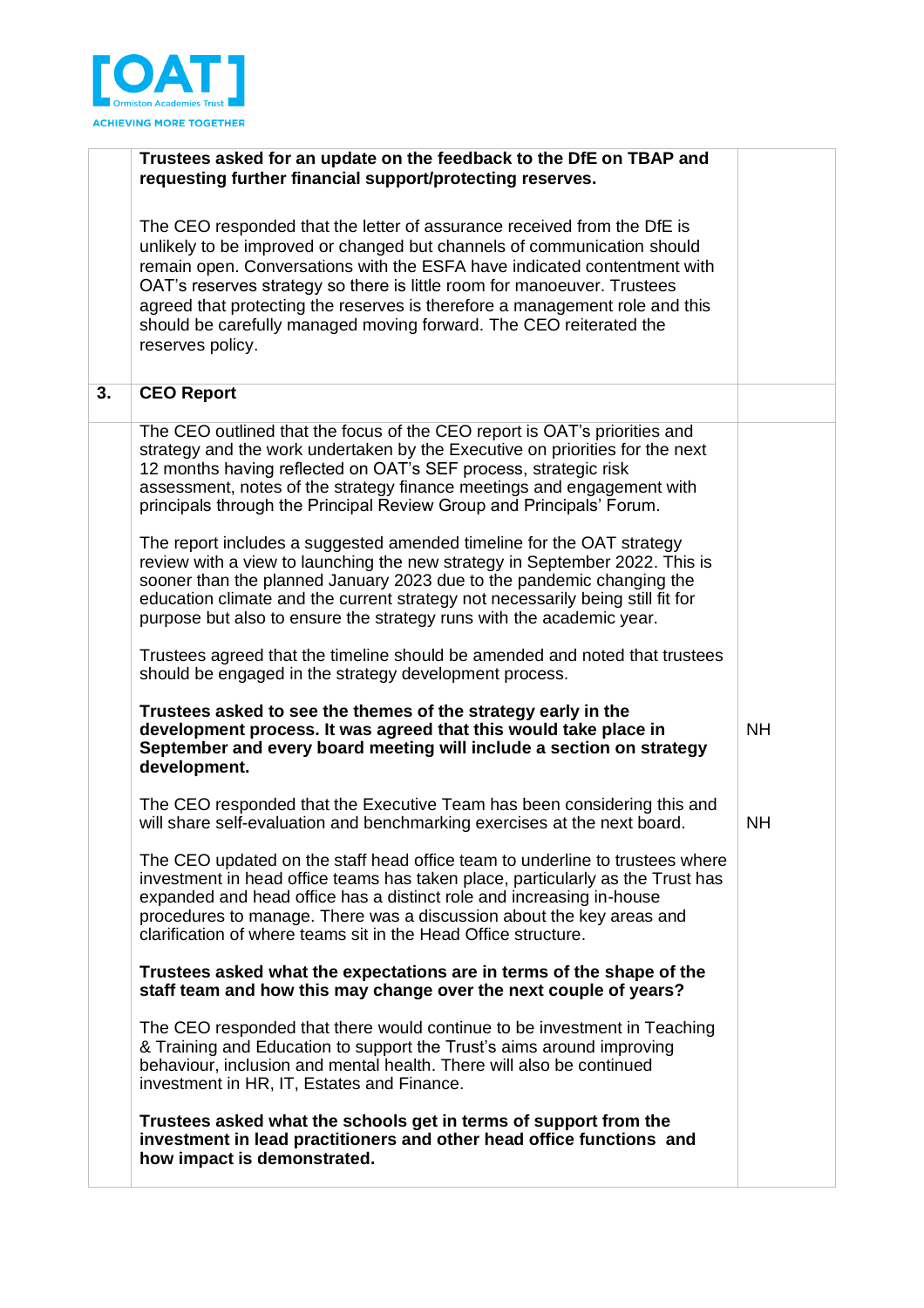| | | |
|---|---|---|
| | **Trustees asked for an update on the feedback to the DfE on TBAP and requesting further financial support/protecting reserves.**<br><br>The CEO responded that the letter of assurance received from the DfE is unlikely to be improved or changed but channels of communication should remain open. Conversations with the ESFA have indicated contentment with OAT's reserves strategy so there is little room for manoeuver. Trustees agreed that protecting the reserves is therefore a management role and this should be carefully managed moving forward. The CEO reiterated the reserves policy. | |
| **3.** | **CEO Report** | |
| | The CEO outlined that the focus of the CEO report is OAT's priorities and strategy and the work undertaken by the Executive on priorities for the next 12 months having reflected on OAT's SEF process, strategic risk assessment, notes of the strategy finance meetings and engagement with principals through the Principal Review Group and Principals' Forum.<br><br>The report includes a suggested amended timeline for the OAT strategy review with a view to launching the new strategy in September 2022. This is sooner than the planned January 2023 due to the pandemic changing the education climate and the current strategy not necessarily being still fit for purpose but also to ensure the strategy runs with the academic year.<br><br>Trustees agreed that the timeline should be amended and noted that trustees should be engaged in the strategy development process. | |
| | **Trustees asked to see the themes of the strategy early in the development process. It was agreed that this would take place in September and every board meeting will include a section on strategy development.** | NH |
| | The CEO responded that the Executive Team has been considering this and will share self-evaluation and benchmarking exercises at the next board. | NH |
| | The CEO updated on the staff head office team to underline to trustees where investment in head office teams has taken place, particularly as the Trust has expanded and head office has a distinct role and increasing in-house procedures to manage. There was a discussion about the key areas and clarification of where teams sit in the Head Office structure.<br><br>**Trustees asked what the expectations are in terms of the shape of the staff team and how this may change over the next couple of years?**<br><br>The CEO responded that there would continue to be investment in Teaching & Training and Education to support the Trust's aims around improving behaviour, inclusion and mental health. There will also be continued investment in HR, IT, Estates and Finance.<br><br>**Trustees asked what the schools get in terms of support from the investment in lead practitioners and other head office functions and how impact is demonstrated.** | |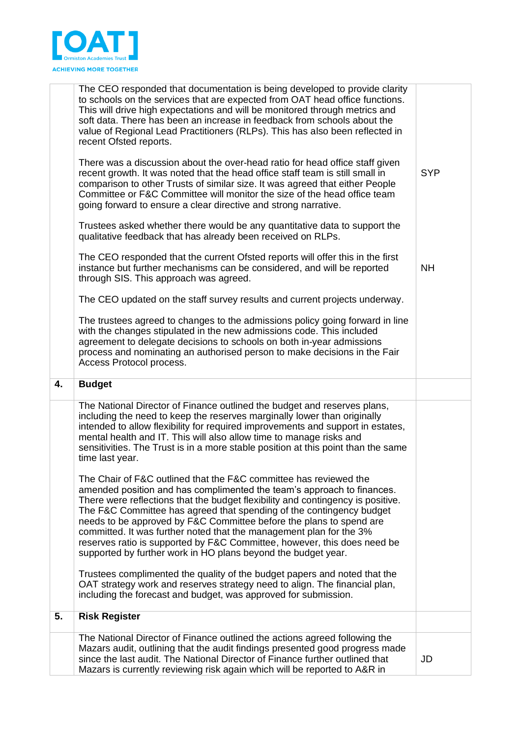| | | |
|---|---|---|
| | The CEO responded that documentation is being developed to provide clarity to schools on the services that are expected from OAT head office functions. This will drive high expectations and will be monitored through metrics and soft data. There has been an increase in feedback from schools about the value of Regional Lead Practitioners (RLPs). This has also been reflected in recent Ofsted reports.<br><br>There was a discussion about the over-head ratio for head office staff given recent growth. It was noted that the head office staff team is still small in comparison to other Trusts of similar size. It was agreed that either People Committee or F&C Committee will monitor the size of the head office team going forward to ensure a clear directive and strong narrative.<br><br>Trustees asked whether there would be any quantitative data to support the qualitative feedback that has already been received on RLPs.<br><br>The CEO responded that the current Ofsted reports will offer this in the first instance but further mechanisms can be considered, and will be reported through SIS. This approach was agreed.<br><br>The CEO updated on the staff survey results and current projects underway.<br><br>The trustees agreed to changes to the admissions policy going forward in line with the changes stipulated in the new admissions code. This included agreement to delegate decisions to schools on both in-year admissions process and nominating an authorised person to make decisions in the Fair Access Protocol process. | SYP<br><br>NH |
| **4.** | **Budget** | |
| | The National Director of Finance outlined the budget and reserves plans, including the need to keep the reserves marginally lower than originally intended to allow flexibility for required improvements and support in estates, mental health and IT. This will also allow time to manage risks and sensitivities. The Trust is in a more stable position at this point than the same time last year.<br><br>The Chair of F&C outlined that the F&C committee has reviewed the amended position and has complimented the team's approach to finances. There were reflections that the budget flexibility and contingency is positive. The F&C Committee has agreed that spending of the contingency budget needs to be approved by F&C Committee before the plans to spend are committed. It was further noted that the management plan for the 3% reserves ratio is supported by F&C Committee, however, this does need be supported by further work in HO plans beyond the budget year.<br><br>Trustees complimented the quality of the budget papers and noted that the OAT strategy work and reserves strategy need to align. The financial plan, including the forecast and budget, was approved for submission. | |
| **5.** | **Risk Register** | |
| | The National Director of Finance outlined the actions agreed following the Mazars audit, outlining that the audit findings presented good progress made since the last audit. The National Director of Finance further outlined that Mazars is currently reviewing risk again which will be reported to A&R in | JD |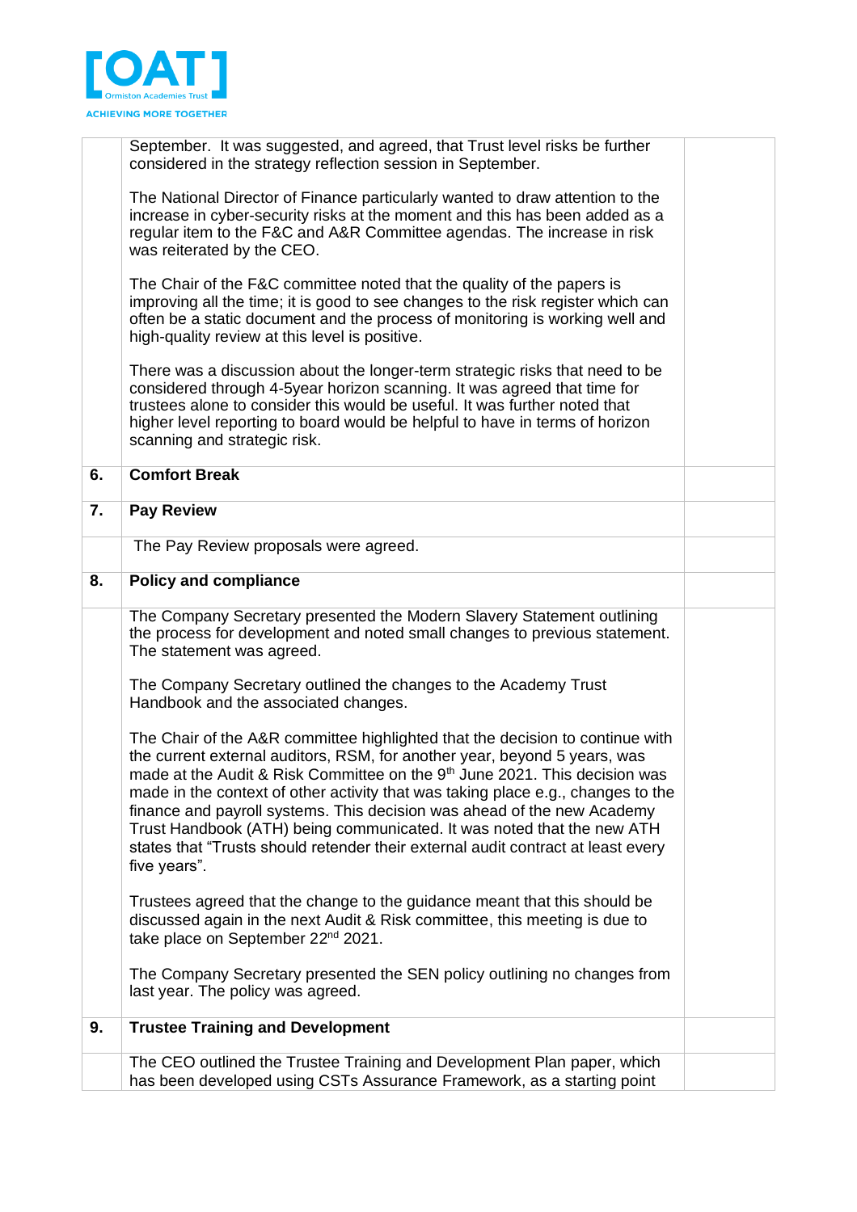| | | |
|---|---|---|
| | September. It was suggested, and agreed, that Trust level risks be further considered in the strategy reflection session in September.<br><br>The National Director of Finance particularly wanted to draw attention to the increase in cyber-security risks at the moment and this has been added as a regular item to the F&C and A&R Committee agendas. The increase in risk was reiterated by the CEO.<br><br>The Chair of the F&C committee noted that the quality of the papers is improving all the time; it is good to see changes to the risk register which can often be a static document and the process of monitoring is working well and high-quality review at this level is positive.<br><br>There was a discussion about the longer-term strategic risks that need to be considered through 4-5year horizon scanning. It was agreed that time for trustees alone to consider this would be useful. It was further noted that higher level reporting to board would be helpful to have in terms of horizon scanning and strategic risk. | |
| **6.** | **Comfort Break** | |
| **7.** | **Pay Review** | |
| | The Pay Review proposals were agreed. | |
| **8.** | **Policy and compliance** | |
| | The Company Secretary presented the Modern Slavery Statement outlining the process for development and noted small changes to previous statement. The statement was agreed.<br><br>The Company Secretary outlined the changes to the Academy Trust Handbook and the associated changes.<br><br>The Chair of the A&R committee highlighted that the decision to continue with the current external auditors, RSM, for another year, beyond 5 years, was made at the Audit & Risk Committee on the 9th June 2021. This decision was made in the context of other activity that was taking place e.g., changes to the finance and payroll systems. This decision was ahead of the new Academy Trust Handbook (ATH) being communicated. It was noted that the new ATH states that "Trusts should retender their external audit contract at least every five years".<br><br>Trustees agreed that the change to the guidance meant that this should be discussed again in the next Audit & Risk committee, this meeting is due to take place on September 22nd 2021.<br><br>The Company Secretary presented the SEN policy outlining no changes from last year. The policy was agreed. | |
| **9.** | **Trustee Training and Development** | |
| | The CEO outlined the Trustee Training and Development Plan paper, which has been developed using CSTs Assurance Framework, as a starting point | |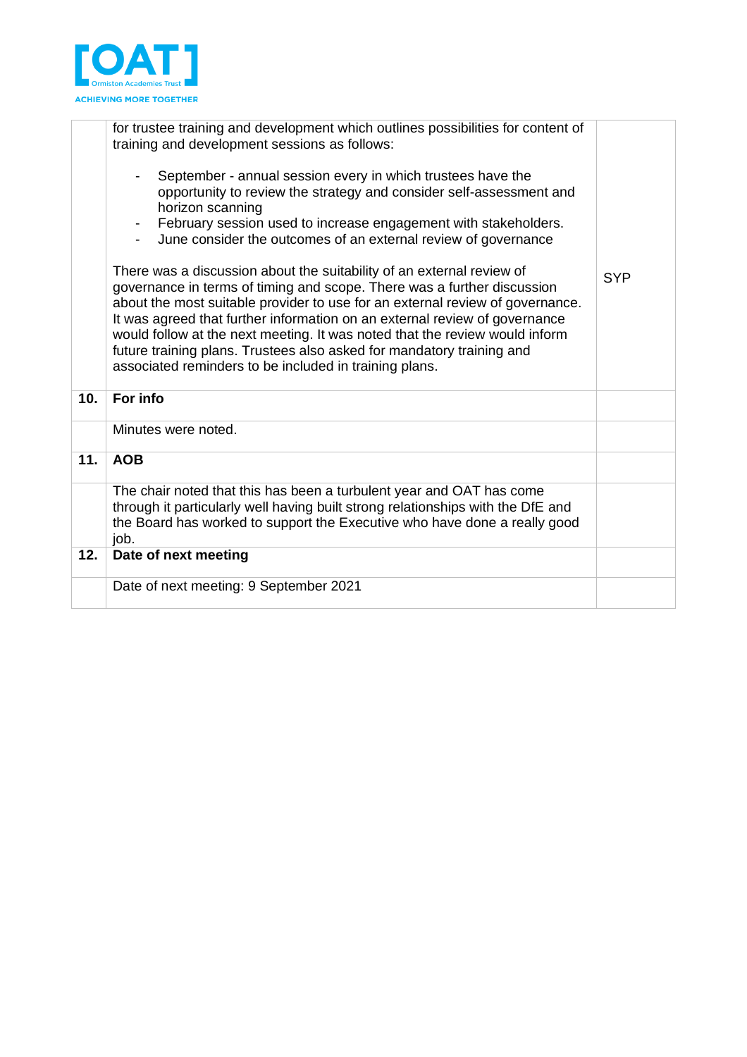| | | |
|---|---|---|
| | for trustee training and development which outlines possibilities for content of training and development sessions as follows:<br><br>- September - annual session every in which trustees have the opportunity to review the strategy and consider self-assessment and horizon scanning<br>- February session used to increase engagement with stakeholders.<br>- June consider the outcomes of an external review of governance<br><br>There was a discussion about the suitability of an external review of governance in terms of timing and scope. There was a further discussion about the most suitable provider to use for an external review of governance. It was agreed that further information on an external review of governance would follow at the next meeting. It was noted that the review would inform future training plans. Trustees also asked for mandatory training and associated reminders to be included in training plans. | SYP |
| **10.** | **For info** | |
| | Minutes were noted. | |
| **11.** | **AOB** | |
| | The chair noted that this has been a turbulent year and OAT has come through it particularly well having built strong relationships with the DfE and the Board has worked to support the Executive who have done a really good job. | |
| **12.** | **Date of next meeting** | |
| | Date of next meeting: 9 September 2021 | |